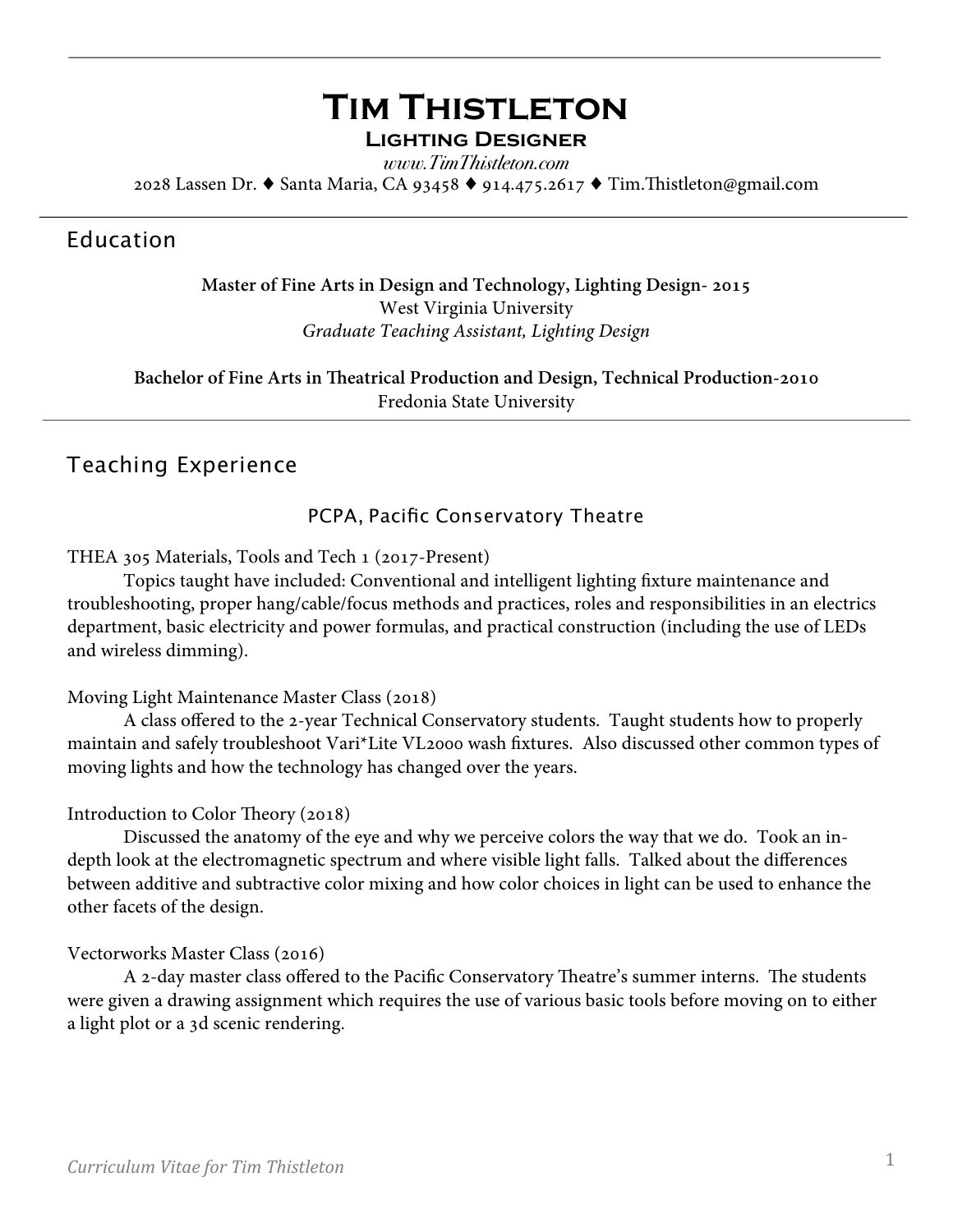# Tim Thistleton

### Lighting Designer

*www.TimThistleton.com*

2028 Lassen Dr. ♦ Santa Maria, CA 93458 ♦ 914.475.2617 ♦ Tim.Thistleton@gmail.com

## Education

**Master of Fine Arts in Design and Technology, Lighting Design- 2015**
West Virginia University
*Graduate Teaching Assistant, Lighting Design*

**Bachelor of Fine Arts in Theatrical Production and Design, Technical Production-2010**
Fredonia State University

## Teaching Experience

### PCPA, Pacific Conservatory Theatre

THEA 305 Materials, Tools and Tech 1 (2017-Present)

Topics taught have included: Conventional and intelligent lighting fixture maintenance and troubleshooting, proper hang/cable/focus methods and practices, roles and responsibilities in an electrics department, basic electricity and power formulas, and practical construction (including the use of LEDs and wireless dimming).

Moving Light Maintenance Master Class (2018)

A class offered to the 2-year Technical Conservatory students. Taught students how to properly maintain and safely troubleshoot Vari*Lite VL2000 wash fixtures. Also discussed other common types of moving lights and how the technology has changed over the years.

Introduction to Color Theory (2018)

Discussed the anatomy of the eye and why we perceive colors the way that we do. Took an in-depth look at the electromagnetic spectrum and where visible light falls. Talked about the differences between additive and subtractive color mixing and how color choices in light can be used to enhance the other facets of the design.

Vectorworks Master Class (2016)

A 2-day master class offered to the Pacific Conservatory Theatre's summer interns. The students were given a drawing assignment which requires the use of various basic tools before moving on to either a light plot or a 3d scenic rendering.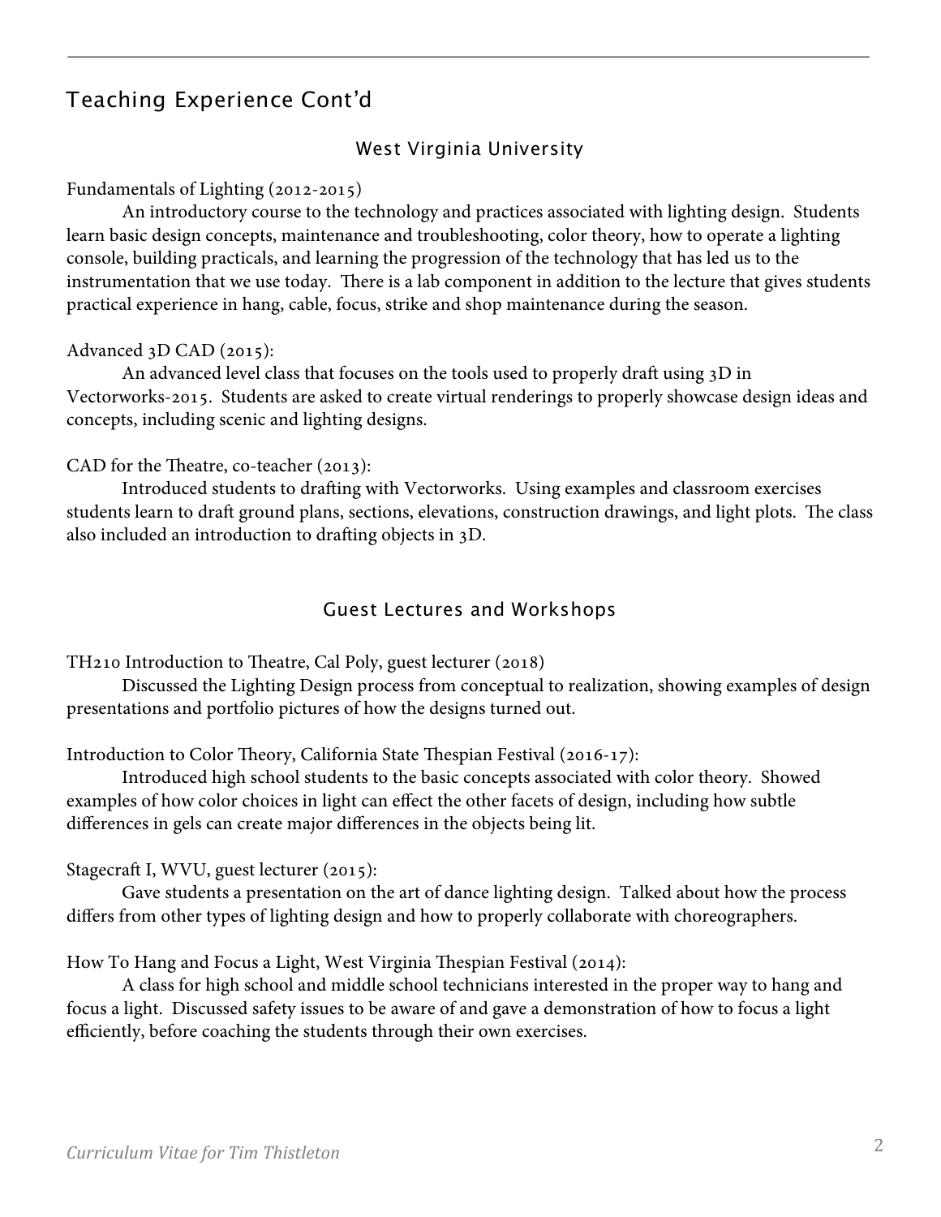## Teaching Experience Cont'd

### West Virginia University

Fundamentals of Lighting (2012-2015)

An introductory course to the technology and practices associated with lighting design. Students learn basic design concepts, maintenance and troubleshooting, color theory, how to operate a lighting console, building practicals, and learning the progression of the technology that has led us to the instrumentation that we use today. There is a lab component in addition to the lecture that gives students practical experience in hang, cable, focus, strike and shop maintenance during the season.

Advanced 3D CAD (2015):

An advanced level class that focuses on the tools used to properly draft using 3D in Vectorworks-2015. Students are asked to create virtual renderings to properly showcase design ideas and concepts, including scenic and lighting designs.

CAD for the Theatre, co-teacher (2013):

Introduced students to drafting with Vectorworks. Using examples and classroom exercises students learn to draft ground plans, sections, elevations, construction drawings, and light plots. The class also included an introduction to drafting objects in 3D.

### Guest Lectures and Workshops

TH210 Introduction to Theatre, Cal Poly, guest lecturer (2018)

Discussed the Lighting Design process from conceptual to realization, showing examples of design presentations and portfolio pictures of how the designs turned out.

Introduction to Color Theory, California State Thespian Festival (2016-17):

Introduced high school students to the basic concepts associated with color theory. Showed examples of how color choices in light can effect the other facets of design, including how subtle differences in gels can create major differences in the objects being lit.

Stagecraft I, WVU, guest lecturer (2015):

Gave students a presentation on the art of dance lighting design. Talked about how the process differs from other types of lighting design and how to properly collaborate with choreographers.

How To Hang and Focus a Light, West Virginia Thespian Festival (2014):

A class for high school and middle school technicians interested in the proper way to hang and focus a light. Discussed safety issues to be aware of and gave a demonstration of how to focus a light efficiently, before coaching the students through their own exercises.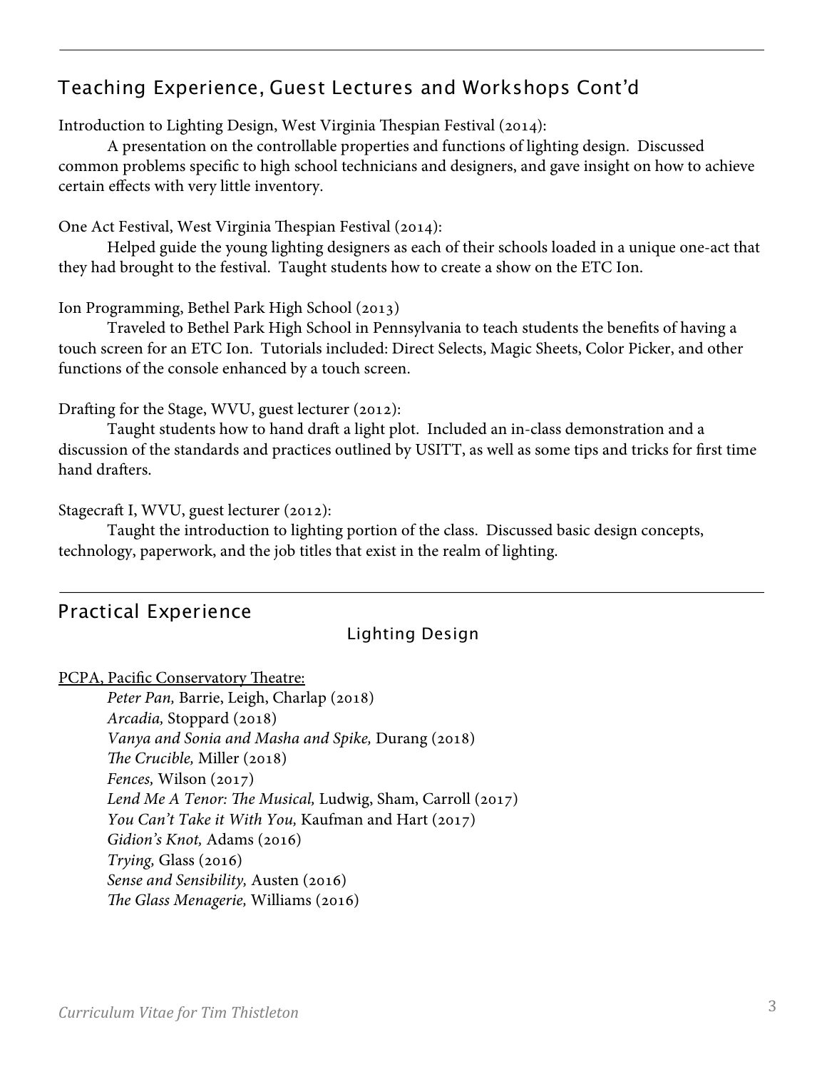## Teaching Experience, Guest Lectures and Workshops Cont'd

Introduction to Lighting Design, West Virginia Thespian Festival (2014):

A presentation on the controllable properties and functions of lighting design. Discussed common problems specific to high school technicians and designers, and gave insight on how to achieve certain effects with very little inventory.

One Act Festival, West Virginia Thespian Festival (2014):

Helped guide the young lighting designers as each of their schools loaded in a unique one-act that they had brought to the festival. Taught students how to create a show on the ETC Ion.

Ion Programming, Bethel Park High School (2013)

Traveled to Bethel Park High School in Pennsylvania to teach students the benefits of having a touch screen for an ETC Ion. Tutorials included: Direct Selects, Magic Sheets, Color Picker, and other functions of the console enhanced by a touch screen.

Drafting for the Stage, WVU, guest lecturer (2012):

Taught students how to hand draft a light plot. Included an in-class demonstration and a discussion of the standards and practices outlined by USITT, as well as some tips and tricks for first time hand drafters.

Stagecraft I, WVU, guest lecturer (2012):

Taught the introduction to lighting portion of the class. Discussed basic design concepts, technology, paperwork, and the job titles that exist in the realm of lighting.

## Practical Experience

### Lighting Design

PCPA, Pacific Conservatory Theatre:

- *Peter Pan,* Barrie, Leigh, Charlap (2018)
- *Arcadia,* Stoppard (2018)
- *Vanya and Sonia and Masha and Spike,* Durang (2018)
- *The Crucible,* Miller (2018)
- *Fences,* Wilson (2017)
- *Lend Me A Tenor: The Musical,* Ludwig, Sham, Carroll (2017)
- *You Can't Take it With You,* Kaufman and Hart (2017)
- *Gidion's Knot,* Adams (2016)
- *Trying,* Glass (2016)
- *Sense and Sensibility,* Austen (2016)
- *The Glass Menagerie,* Williams (2016)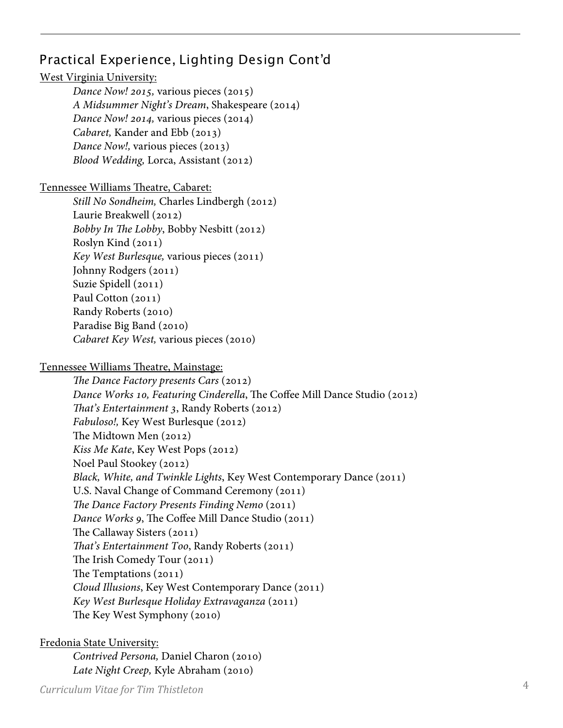## Practical Experience, Lighting Design Cont'd

West Virginia University:

- *Dance Now! 2015*, various pieces (2015)
- *A Midsummer Night's Dream*, Shakespeare (2014)
- *Dance Now! 2014,* various pieces (2014)
- *Cabaret,* Kander and Ebb (2013)
- *Dance Now!,* various pieces (2013)
- *Blood Wedding,* Lorca, Assistant (2012)

Tennessee Williams Theatre, Cabaret:

- *Still No Sondheim,* Charles Lindbergh (2012)
- Laurie Breakwell (2012)
- *Bobby In The Lobby*, Bobby Nesbitt (2012)
- Roslyn Kind (2011)
- *Key West Burlesque,* various pieces (2011)
- Johnny Rodgers (2011)
- Suzie Spidell (2011)
- Paul Cotton (2011)
- Randy Roberts (2010)
- Paradise Big Band (2010)
- *Cabaret Key West,* various pieces (2010)

Tennessee Williams Theatre, Mainstage:

- *The Dance Factory presents Cars* (2012)
- *Dance Works 10, Featuring Cinderella*, The Coffee Mill Dance Studio (2012)
- *That's Entertainment 3*, Randy Roberts (2012)
- *Fabuloso!,* Key West Burlesque (2012)
- The Midtown Men (2012)
- *Kiss Me Kate*, Key West Pops (2012)
- Noel Paul Stookey (2012)
- *Black, White, and Twinkle Lights*, Key West Contemporary Dance (2011)
- U.S. Naval Change of Command Ceremony (2011)
- *The Dance Factory Presents Finding Nemo* (2011)
- *Dance Works 9*, The Coffee Mill Dance Studio (2011)
- The Callaway Sisters (2011)
- *That's Entertainment Too*, Randy Roberts (2011)
- The Irish Comedy Tour (2011)
- The Temptations (2011)
- *Cloud Illusions*, Key West Contemporary Dance (2011)
- *Key West Burlesque Holiday Extravaganza* (2011)
- The Key West Symphony (2010)

Fredonia State University:

- *Contrived Persona,* Daniel Charon (2010)
- *Late Night Creep,* Kyle Abraham (2010)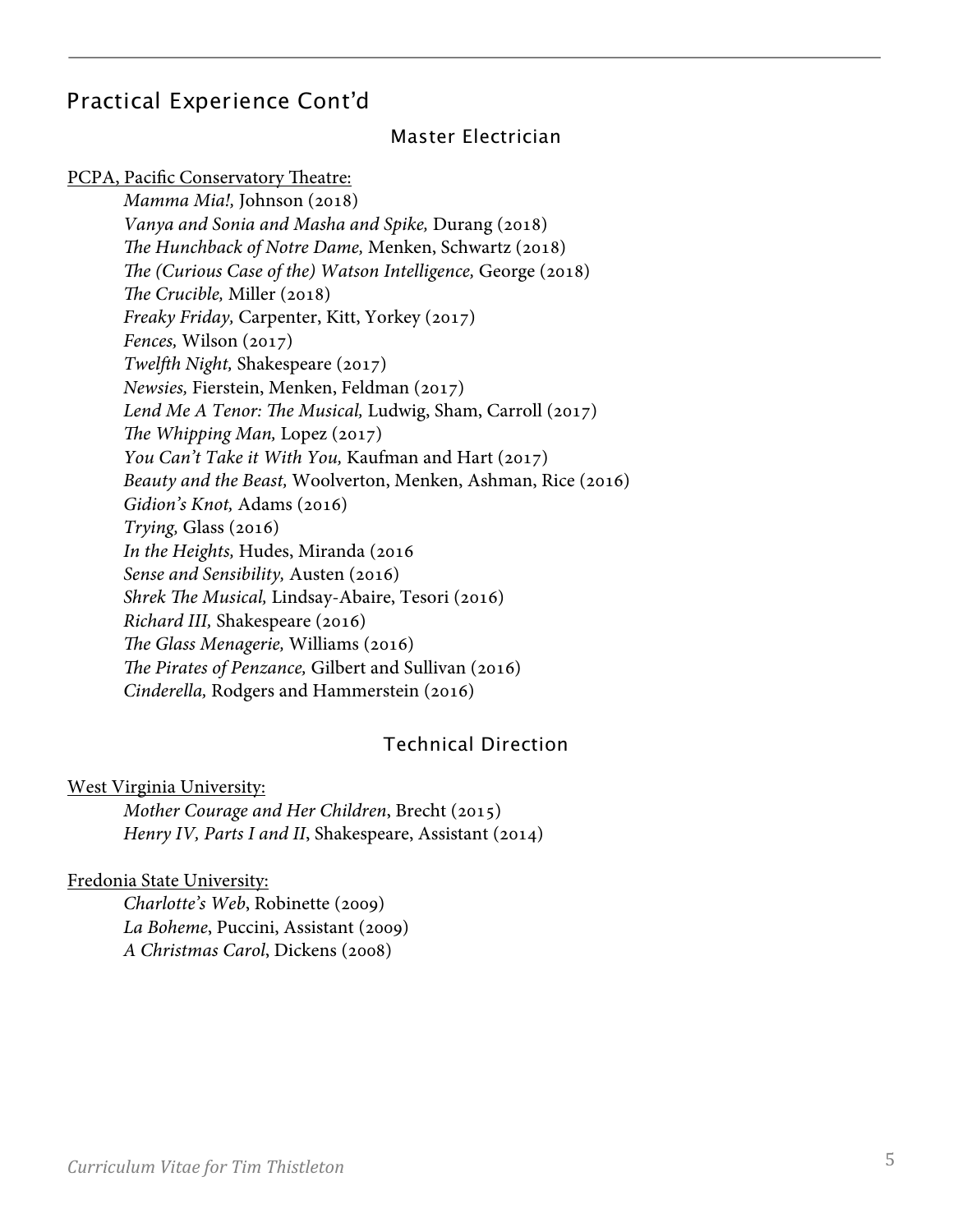## Practical Experience Cont'd

### Master Electrician

PCPA, Pacific Conservatory Theatre:

*Mamma Mia!,* Johnson (2018)
*Vanya and Sonia and Masha and Spike,* Durang (2018)
*The Hunchback of Notre Dame,* Menken, Schwartz (2018)
*The (Curious Case of the) Watson Intelligence,* George (2018)
*The Crucible,* Miller (2018)
*Freaky Friday,* Carpenter, Kitt, Yorkey (2017)
*Fences,* Wilson (2017)
*Twelfth Night,* Shakespeare (2017)
*Newsies,* Fierstein, Menken, Feldman (2017)
*Lend Me A Tenor: The Musical,* Ludwig, Sham, Carroll (2017)
*The Whipping Man,* Lopez (2017)
*You Can't Take it With You,* Kaufman and Hart (2017)
*Beauty and the Beast,* Woolverton, Menken, Ashman, Rice (2016)
*Gidion's Knot,* Adams (2016)
*Trying,* Glass (2016)
*In the Heights,* Hudes, Miranda (2016
*Sense and Sensibility,* Austen (2016)
*Shrek The Musical,* Lindsay-Abaire, Tesori (2016)
*Richard III,* Shakespeare (2016)
*The Glass Menagerie,* Williams (2016)
*The Pirates of Penzance,* Gilbert and Sullivan (2016)
*Cinderella,* Rodgers and Hammerstein (2016)

### Technical Direction

West Virginia University:

*Mother Courage and Her Children*, Brecht (2015)
*Henry IV, Parts I and II*, Shakespeare, Assistant (2014)

Fredonia State University:

*Charlotte's Web*, Robinette (2009)
*La Boheme*, Puccini, Assistant (2009)
*A Christmas Carol*, Dickens (2008)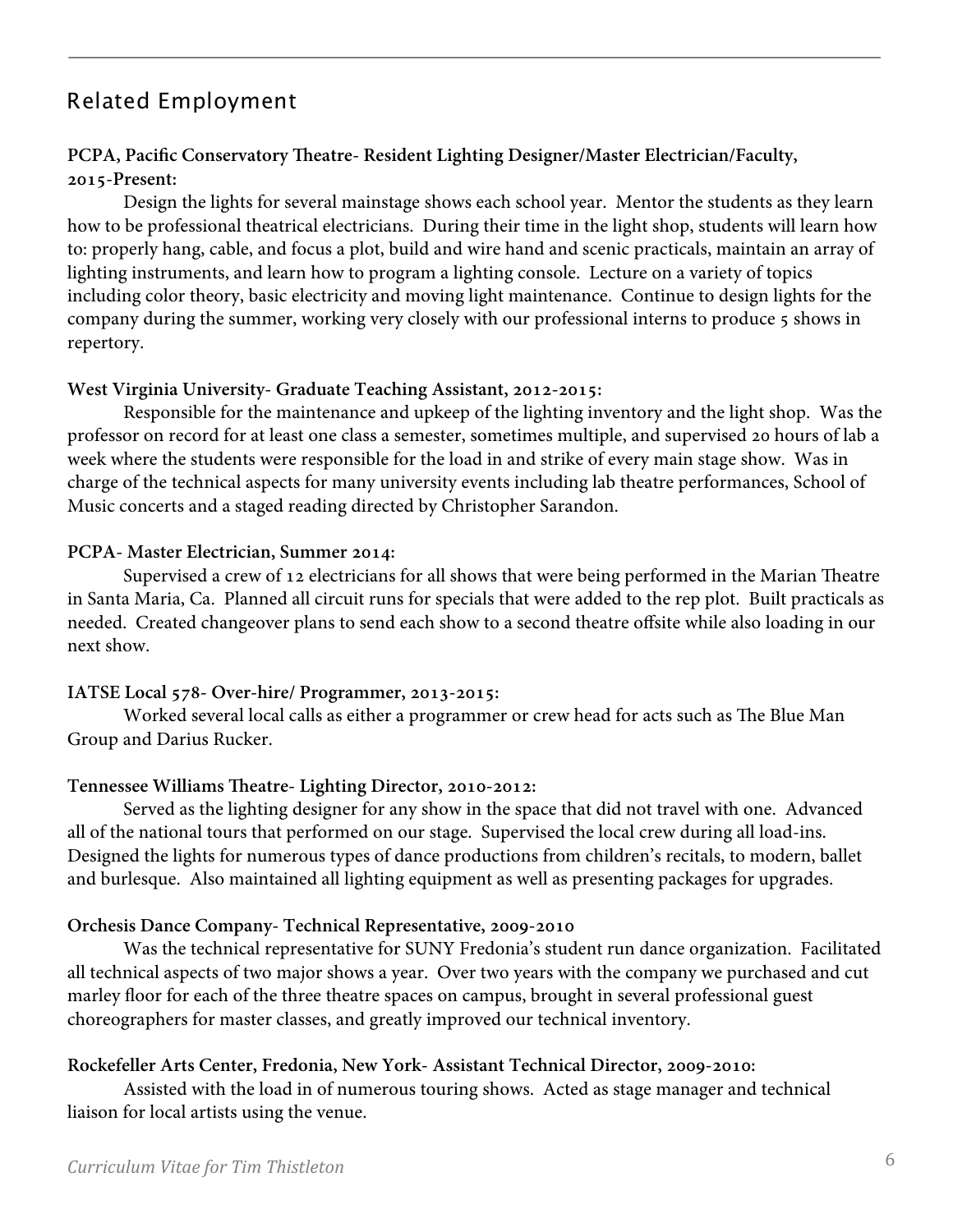## Related Employment

**PCPA, Pacific Conservatory Theatre- Resident Lighting Designer/Master Electrician/Faculty, 2015-Present:**

Design the lights for several mainstage shows each school year. Mentor the students as they learn how to be professional theatrical electricians. During their time in the light shop, students will learn how to: properly hang, cable, and focus a plot, build and wire hand and scenic practicals, maintain an array of lighting instruments, and learn how to program a lighting console. Lecture on a variety of topics including color theory, basic electricity and moving light maintenance. Continue to design lights for the company during the summer, working very closely with our professional interns to produce 5 shows in repertory.

**West Virginia University- Graduate Teaching Assistant, 2012-2015:**

Responsible for the maintenance and upkeep of the lighting inventory and the light shop. Was the professor on record for at least one class a semester, sometimes multiple, and supervised 20 hours of lab a week where the students were responsible for the load in and strike of every main stage show. Was in charge of the technical aspects for many university events including lab theatre performances, School of Music concerts and a staged reading directed by Christopher Sarandon.

**PCPA- Master Electrician, Summer 2014:**

Supervised a crew of 12 electricians for all shows that were being performed in the Marian Theatre in Santa Maria, Ca. Planned all circuit runs for specials that were added to the rep plot. Built practicals as needed. Created changeover plans to send each show to a second theatre offsite while also loading in our next show.

**IATSE Local 578- Over-hire/ Programmer, 2013-2015:**

Worked several local calls as either a programmer or crew head for acts such as The Blue Man Group and Darius Rucker.

**Tennessee Williams Theatre- Lighting Director, 2010-2012:**

Served as the lighting designer for any show in the space that did not travel with one. Advanced all of the national tours that performed on our stage. Supervised the local crew during all load-ins. Designed the lights for numerous types of dance productions from children's recitals, to modern, ballet and burlesque. Also maintained all lighting equipment as well as presenting packages for upgrades.

**Orchesis Dance Company- Technical Representative, 2009-2010**

Was the technical representative for SUNY Fredonia's student run dance organization. Facilitated all technical aspects of two major shows a year. Over two years with the company we purchased and cut marley floor for each of the three theatre spaces on campus, brought in several professional guest choreographers for master classes, and greatly improved our technical inventory.

**Rockefeller Arts Center, Fredonia, New York- Assistant Technical Director, 2009-2010:**

Assisted with the load in of numerous touring shows. Acted as stage manager and technical liaison for local artists using the venue.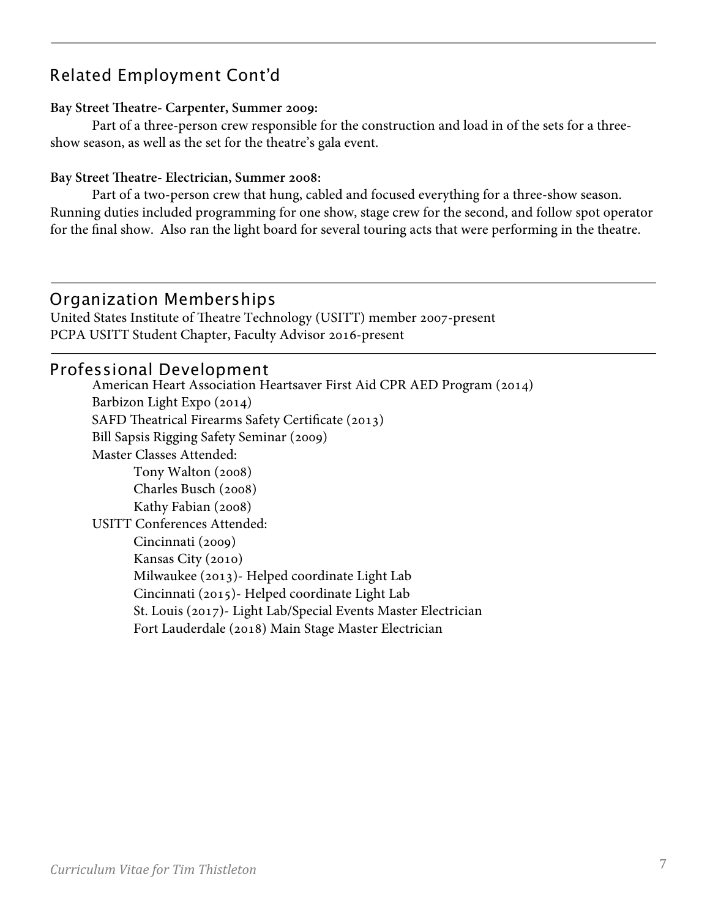## Related Employment Cont'd

**Bay Street Theatre- Carpenter, Summer 2009:**

Part of a three-person crew responsible for the construction and load in of the sets for a three-show season, as well as the set for the theatre's gala event.

**Bay Street Theatre- Electrician, Summer 2008:**

Part of a two-person crew that hung, cabled and focused everything for a three-show season. Running duties included programming for one show, stage crew for the second, and follow spot operator for the final show. Also ran the light board for several touring acts that were performing in the theatre.

## Organization Memberships

United States Institute of Theatre Technology (USITT) member 2007-present
PCPA USITT Student Chapter, Faculty Advisor 2016-present

## Professional Development

- American Heart Association Heartsaver First Aid CPR AED Program (2014)
- Barbizon Light Expo (2014)
- SAFD Theatrical Firearms Safety Certificate (2013)
- Bill Sapsis Rigging Safety Seminar (2009)
- Master Classes Attended:
  - Tony Walton (2008)
  - Charles Busch (2008)
  - Kathy Fabian (2008)
- USITT Conferences Attended:
  - Cincinnati (2009)
  - Kansas City (2010)
  - Milwaukee (2013)- Helped coordinate Light Lab
  - Cincinnati (2015)- Helped coordinate Light Lab
  - St. Louis (2017)- Light Lab/Special Events Master Electrician
  - Fort Lauderdale (2018) Main Stage Master Electrician